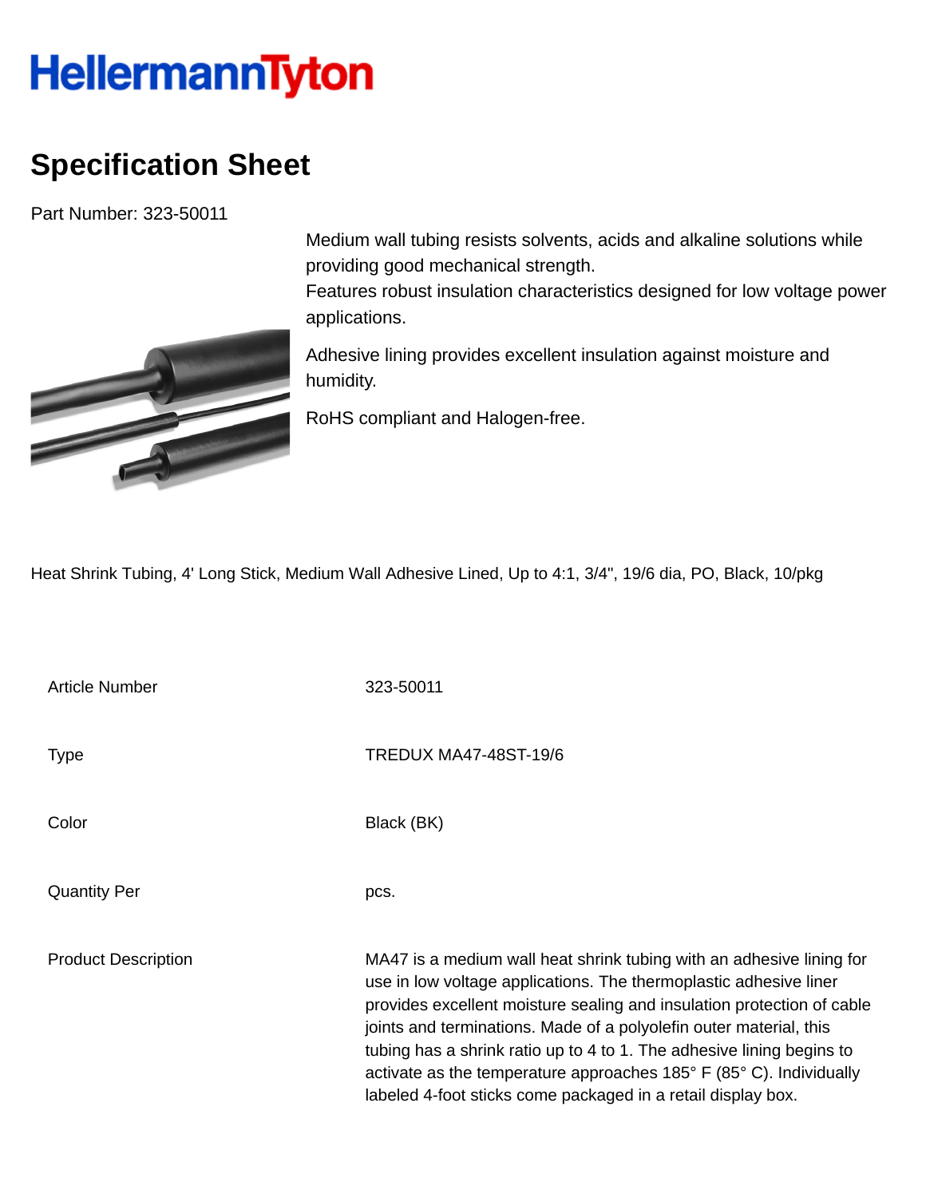HellermannTyton

# Specification Sheet

Part Number: 323-50011

Medium wall tubing resists solvents, acids and alkaline solutions while providing good mechanical strength.
Features robust insulation characteristics designed for low voltage power applications.

Adhesive lining provides excellent insulation against moisture and humidity.

RoHS compliant and Halogen-free.

Heat Shrink Tubing, 4' Long Stick, Medium Wall Adhesive Lined, Up to 4:1, 3/4", 19/6 dia, PO, Black, 10/pkg

| | |
|---|---|
| Article Number | 323-50011 |
| Type | TREDUX MA47-48ST-19/6 |
| Color | Black (BK) |
| Quantity Per | pcs. |
| Product Description | MA47 is a medium wall heat shrink tubing with an adhesive lining for use in low voltage applications. The thermoplastic adhesive liner provides excellent moisture sealing and insulation protection of cable joints and terminations. Made of a polyolefin outer material, this tubing has a shrink ratio up to 4 to 1. The adhesive lining begins to activate as the temperature approaches 185° F (85° C). Individually labeled 4-foot sticks come packaged in a retail display box. |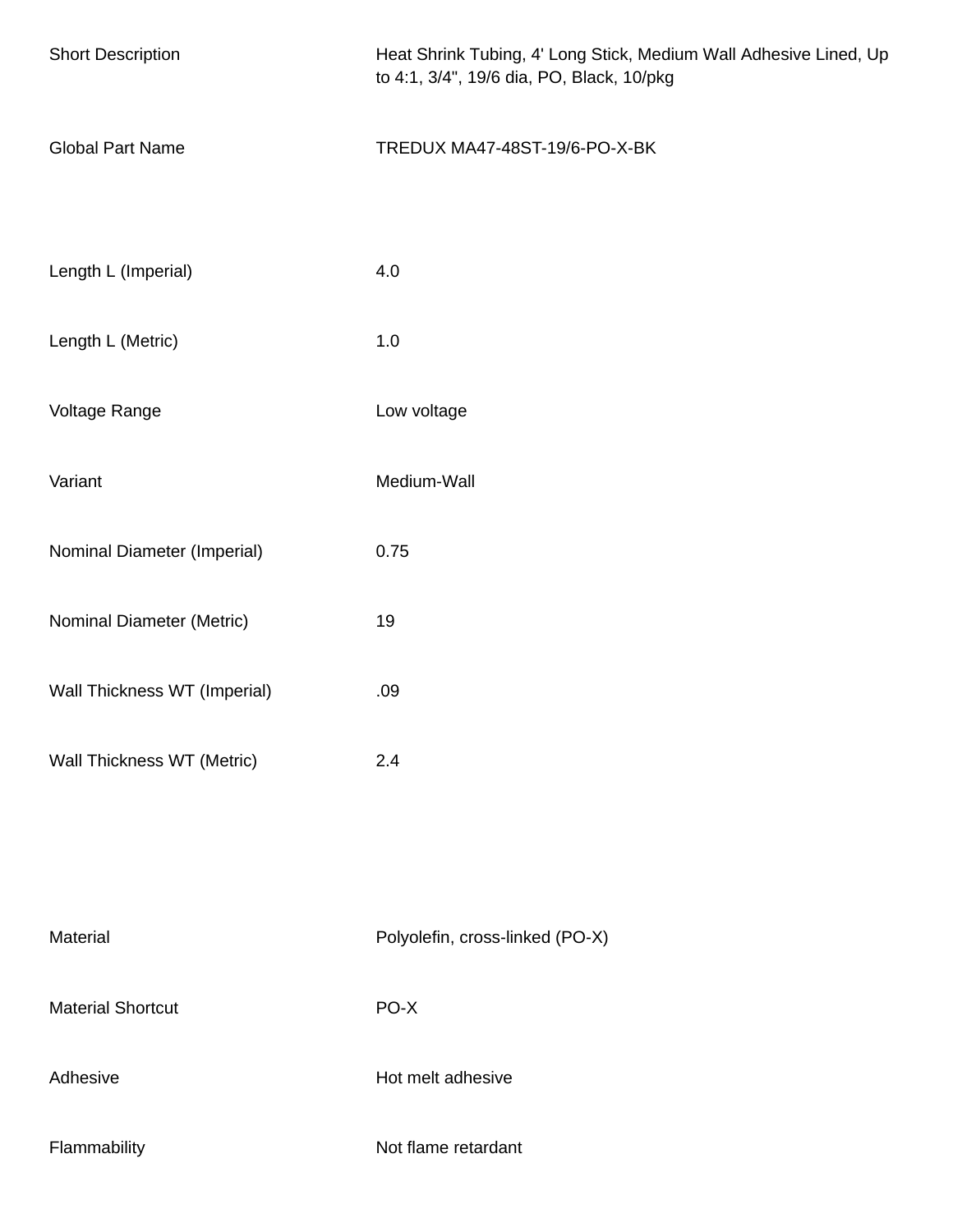| | |
|---|---|
| Short Description | Heat Shrink Tubing, 4' Long Stick, Medium Wall Adhesive Lined, Up to 4:1, 3/4", 19/6 dia, PO, Black, 10/pkg |
| Global Part Name | TREDUX MA47-48ST-19/6-PO-X-BK |
| Length L (Imperial) | 4.0 |
| Length L (Metric) | 1.0 |
| Voltage Range | Low voltage |
| Variant | Medium-Wall |
| Nominal Diameter (Imperial) | 0.75 |
| Nominal Diameter (Metric) | 19 |
| Wall Thickness WT (Imperial) | .09 |
| Wall Thickness WT (Metric) | 2.4 |
| Material | Polyolefin, cross-linked (PO-X) |
| Material Shortcut | PO-X |
| Adhesive | Hot melt adhesive |
| Flammability | Not flame retardant |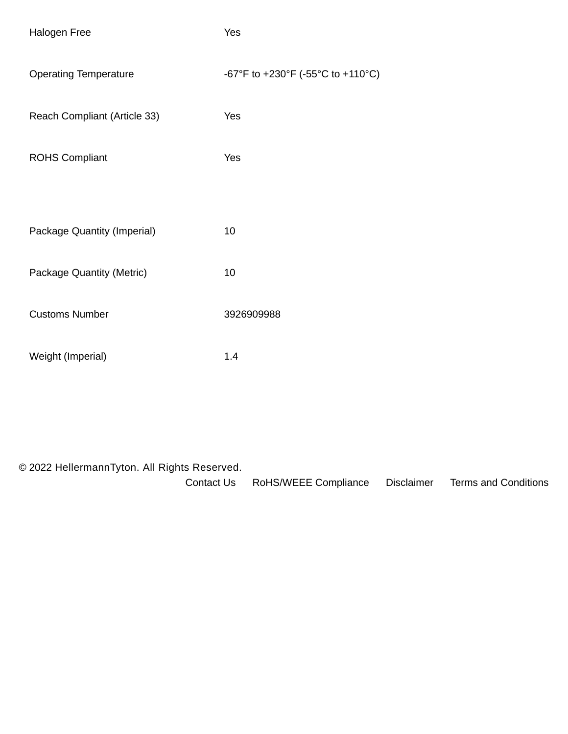| | |
|---|---|
| Halogen Free | Yes |
| Operating Temperature | -67°F to +230°F (-55°C to +110°C) |
| Reach Compliant (Article 33) | Yes |
| ROHS Compliant | Yes |

| | |
|---|---|
| Package Quantity (Imperial) | 10 |
| Package Quantity (Metric) | 10 |
| Customs Number | 3926909988 |
| Weight (Imperial) | 1.4 |

© 2022 HellermannTyton. All Rights Reserved.

Contact Us RoHS/WEEE Compliance Disclaimer Terms and Conditions